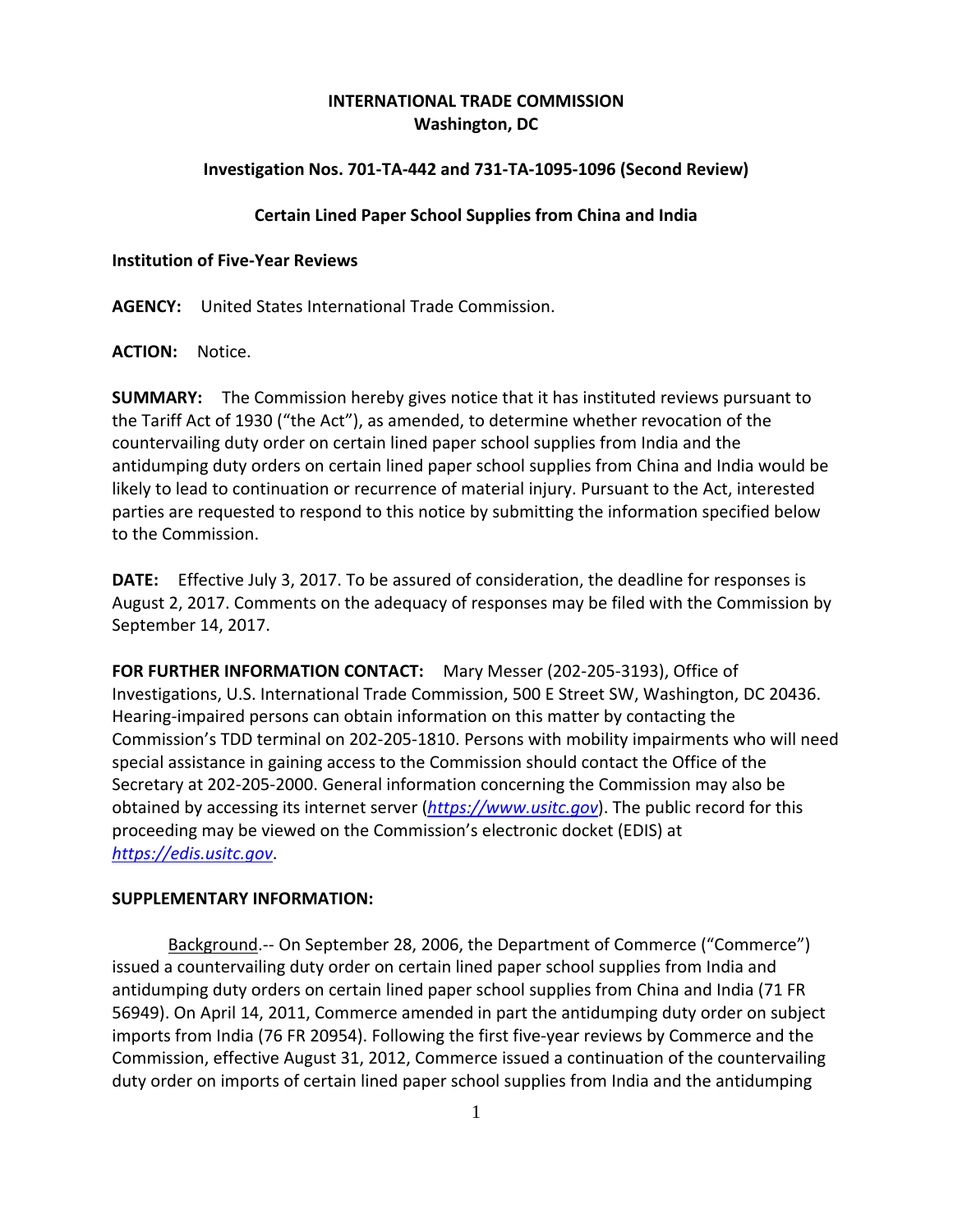**INTERNATIONAL TRADE COMMISSION**
**Washington, DC**

**Investigation Nos. 701-TA-442 and 731-TA-1095-1096 (Second Review)**

**Certain Lined Paper School Supplies from China and India**

**Institution of Five-Year Reviews**

**AGENCY:** United States International Trade Commission.

**ACTION:** Notice.

**SUMMARY:** The Commission hereby gives notice that it has instituted reviews pursuant to the Tariff Act of 1930 ("the Act"), as amended, to determine whether revocation of the countervailing duty order on certain lined paper school supplies from India and the antidumping duty orders on certain lined paper school supplies from China and India would be likely to lead to continuation or recurrence of material injury. Pursuant to the Act, interested parties are requested to respond to this notice by submitting the information specified below to the Commission.

**DATE:** Effective July 3, 2017. To be assured of consideration, the deadline for responses is August 2, 2017. Comments on the adequacy of responses may be filed with the Commission by September 14, 2017.

**FOR FURTHER INFORMATION CONTACT:** Mary Messer (202-205-3193), Office of Investigations, U.S. International Trade Commission, 500 E Street SW, Washington, DC 20436. Hearing-impaired persons can obtain information on this matter by contacting the Commission's TDD terminal on 202-205-1810. Persons with mobility impairments who will need special assistance in gaining access to the Commission should contact the Office of the Secretary at 202-205-2000. General information concerning the Commission may also be obtained by accessing its internet server (*https://www.usitc.gov*). The public record for this proceeding may be viewed on the Commission's electronic docket (EDIS) at *https://edis.usitc.gov*.

**SUPPLEMENTARY INFORMATION:**

Background.-- On September 28, 2006, the Department of Commerce ("Commerce") issued a countervailing duty order on certain lined paper school supplies from India and antidumping duty orders on certain lined paper school supplies from China and India (71 FR 56949). On April 14, 2011, Commerce amended in part the antidumping duty order on subject imports from India (76 FR 20954). Following the first five-year reviews by Commerce and the Commission, effective August 31, 2012, Commerce issued a continuation of the countervailing duty order on imports of certain lined paper school supplies from India and the antidumping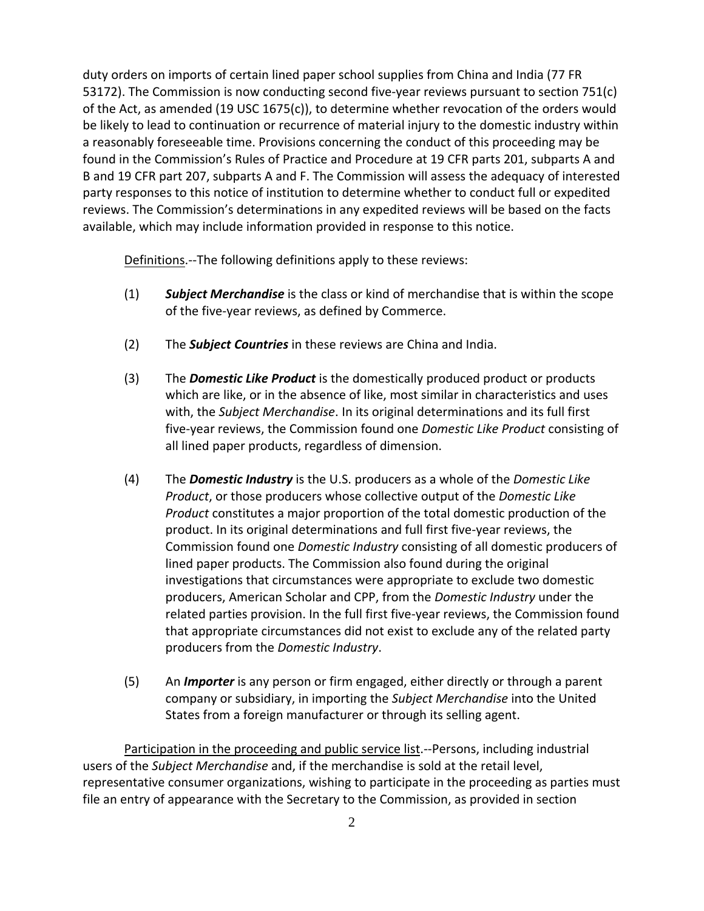duty orders on imports of certain lined paper school supplies from China and India (77 FR 53172). The Commission is now conducting second five-year reviews pursuant to section 751(c) of the Act, as amended (19 USC 1675(c)), to determine whether revocation of the orders would be likely to lead to continuation or recurrence of material injury to the domestic industry within a reasonably foreseeable time. Provisions concerning the conduct of this proceeding may be found in the Commission's Rules of Practice and Procedure at 19 CFR parts 201, subparts A and B and 19 CFR part 207, subparts A and F. The Commission will assess the adequacy of interested party responses to this notice of institution to determine whether to conduct full or expedited reviews. The Commission's determinations in any expedited reviews will be based on the facts available, which may include information provided in response to this notice.

Definitions.--The following definitions apply to these reviews:

(1) ***Subject Merchandise*** is the class or kind of merchandise that is within the scope of the five-year reviews, as defined by Commerce.

(2) The ***Subject Countries*** in these reviews are China and India.

(3) The ***Domestic Like Product*** is the domestically produced product or products which are like, or in the absence of like, most similar in characteristics and uses with, the *Subject Merchandise*. In its original determinations and its full first five-year reviews, the Commission found one *Domestic Like Product* consisting of all lined paper products, regardless of dimension.

(4) The ***Domestic Industry*** is the U.S. producers as a whole of the *Domestic Like Product*, or those producers whose collective output of the *Domestic Like Product* constitutes a major proportion of the total domestic production of the product. In its original determinations and full first five-year reviews, the Commission found one *Domestic Industry* consisting of all domestic producers of lined paper products. The Commission also found during the original investigations that circumstances were appropriate to exclude two domestic producers, American Scholar and CPP, from the *Domestic Industry* under the related parties provision. In the full first five-year reviews, the Commission found that appropriate circumstances did not exist to exclude any of the related party producers from the *Domestic Industry*.

(5) An ***Importer*** is any person or firm engaged, either directly or through a parent company or subsidiary, in importing the *Subject Merchandise* into the United States from a foreign manufacturer or through its selling agent.

Participation in the proceeding and public service list.--Persons, including industrial users of the *Subject Merchandise* and, if the merchandise is sold at the retail level, representative consumer organizations, wishing to participate in the proceeding as parties must file an entry of appearance with the Secretary to the Commission, as provided in section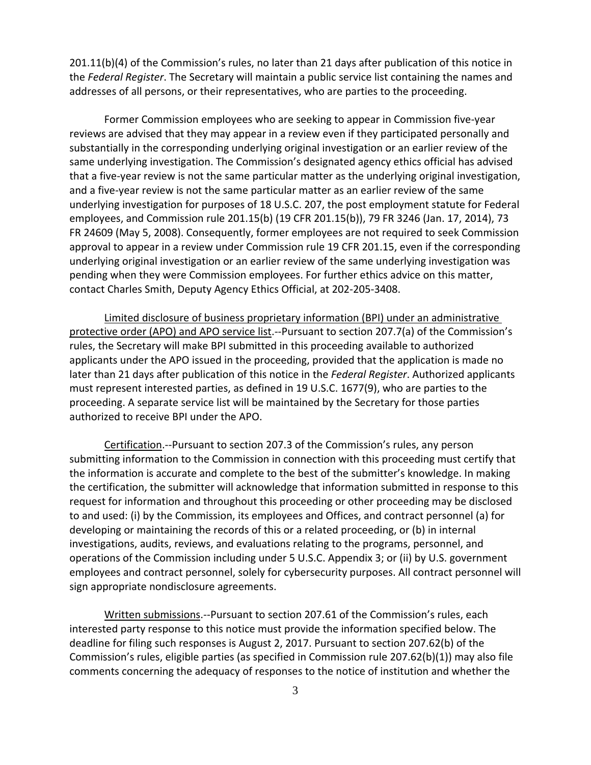201.11(b)(4) of the Commission's rules, no later than 21 days after publication of this notice in the *Federal Register*. The Secretary will maintain a public service list containing the names and addresses of all persons, or their representatives, who are parties to the proceeding.

Former Commission employees who are seeking to appear in Commission five-year reviews are advised that they may appear in a review even if they participated personally and substantially in the corresponding underlying original investigation or an earlier review of the same underlying investigation. The Commission's designated agency ethics official has advised that a five-year review is not the same particular matter as the underlying original investigation, and a five-year review is not the same particular matter as an earlier review of the same underlying investigation for purposes of 18 U.S.C. 207, the post employment statute for Federal employees, and Commission rule 201.15(b) (19 CFR 201.15(b)), 79 FR 3246 (Jan. 17, 2014), 73 FR 24609 (May 5, 2008). Consequently, former employees are not required to seek Commission approval to appear in a review under Commission rule 19 CFR 201.15, even if the corresponding underlying original investigation or an earlier review of the same underlying investigation was pending when they were Commission employees. For further ethics advice on this matter, contact Charles Smith, Deputy Agency Ethics Official, at 202-205-3408.

Limited disclosure of business proprietary information (BPI) under an administrative protective order (APO) and APO service list.--Pursuant to section 207.7(a) of the Commission's rules, the Secretary will make BPI submitted in this proceeding available to authorized applicants under the APO issued in the proceeding, provided that the application is made no later than 21 days after publication of this notice in the *Federal Register*. Authorized applicants must represent interested parties, as defined in 19 U.S.C. 1677(9), who are parties to the proceeding. A separate service list will be maintained by the Secretary for those parties authorized to receive BPI under the APO.

Certification.--Pursuant to section 207.3 of the Commission's rules, any person submitting information to the Commission in connection with this proceeding must certify that the information is accurate and complete to the best of the submitter's knowledge. In making the certification, the submitter will acknowledge that information submitted in response to this request for information and throughout this proceeding or other proceeding may be disclosed to and used: (i) by the Commission, its employees and Offices, and contract personnel (a) for developing or maintaining the records of this or a related proceeding, or (b) in internal investigations, audits, reviews, and evaluations relating to the programs, personnel, and operations of the Commission including under 5 U.S.C. Appendix 3; or (ii) by U.S. government employees and contract personnel, solely for cybersecurity purposes. All contract personnel will sign appropriate nondisclosure agreements.

Written submissions.--Pursuant to section 207.61 of the Commission's rules, each interested party response to this notice must provide the information specified below. The deadline for filing such responses is August 2, 2017. Pursuant to section 207.62(b) of the Commission's rules, eligible parties (as specified in Commission rule 207.62(b)(1)) may also file comments concerning the adequacy of responses to the notice of institution and whether the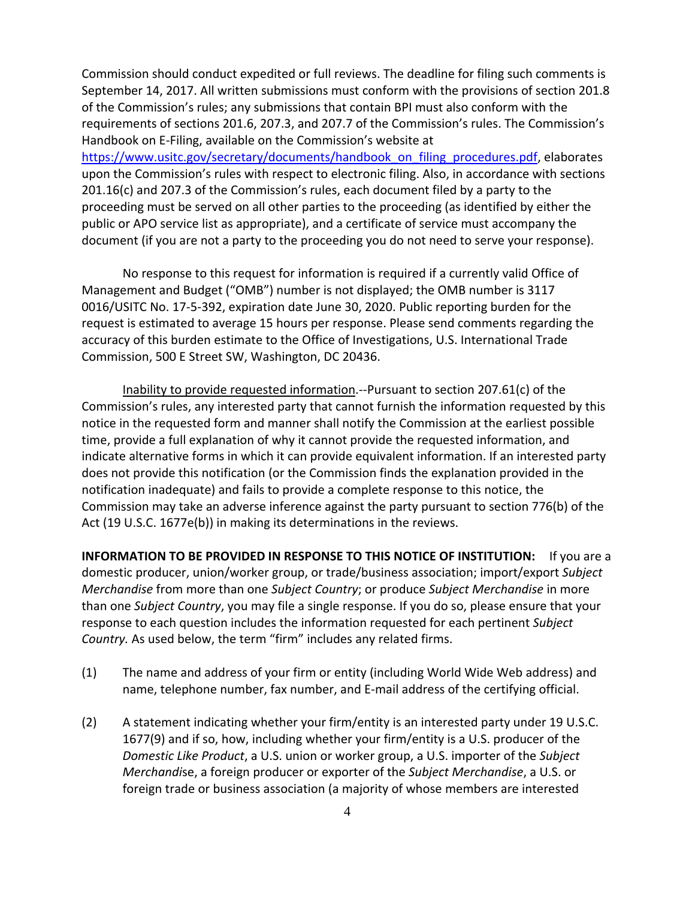Commission should conduct expedited or full reviews. The deadline for filing such comments is September 14, 2017. All written submissions must conform with the provisions of section 201.8 of the Commission's rules; any submissions that contain BPI must also conform with the requirements of sections 201.6, 207.3, and 207.7 of the Commission's rules. The Commission's Handbook on E-Filing, available on the Commission's website at [https://www.usitc.gov/secretary/documents/handbook_on_filing_procedures.pdf](https://www.usitc.gov/secretary/documents/handbook_on_filing_procedures.pdf), elaborates upon the Commission's rules with respect to electronic filing. Also, in accordance with sections 201.16(c) and 207.3 of the Commission's rules, each document filed by a party to the proceeding must be served on all other parties to the proceeding (as identified by either the public or APO service list as appropriate), and a certificate of service must accompany the document (if you are not a party to the proceeding you do not need to serve your response).

No response to this request for information is required if a currently valid Office of Management and Budget ("OMB") number is not displayed; the OMB number is 3117 0016/USITC No. 17-5-392, expiration date June 30, 2020. Public reporting burden for the request is estimated to average 15 hours per response. Please send comments regarding the accuracy of this burden estimate to the Office of Investigations, U.S. International Trade Commission, 500 E Street SW, Washington, DC 20436.

Inability to provide requested information.--Pursuant to section 207.61(c) of the Commission's rules, any interested party that cannot furnish the information requested by this notice in the requested form and manner shall notify the Commission at the earliest possible time, provide a full explanation of why it cannot provide the requested information, and indicate alternative forms in which it can provide equivalent information. If an interested party does not provide this notification (or the Commission finds the explanation provided in the notification inadequate) and fails to provide a complete response to this notice, the Commission may take an adverse inference against the party pursuant to section 776(b) of the Act (19 U.S.C. 1677e(b)) in making its determinations in the reviews.

**INFORMATION TO BE PROVIDED IN RESPONSE TO THIS NOTICE OF INSTITUTION:** If you are a domestic producer, union/worker group, or trade/business association; import/export *Subject Merchandise* from more than one *Subject Country*; or produce *Subject Merchandise* in more than one *Subject Country*, you may file a single response. If you do so, please ensure that your response to each question includes the information requested for each pertinent *Subject Country.* As used below, the term "firm" includes any related firms.

(1) The name and address of your firm or entity (including World Wide Web address) and name, telephone number, fax number, and E-mail address of the certifying official.

(2) A statement indicating whether your firm/entity is an interested party under 19 U.S.C. 1677(9) and if so, how, including whether your firm/entity is a U.S. producer of the *Domestic Like Product*, a U.S. union or worker group, a U.S. importer of the *Subject Merchandise*, a foreign producer or exporter of the *Subject Merchandise*, a U.S. or foreign trade or business association (a majority of whose members are interested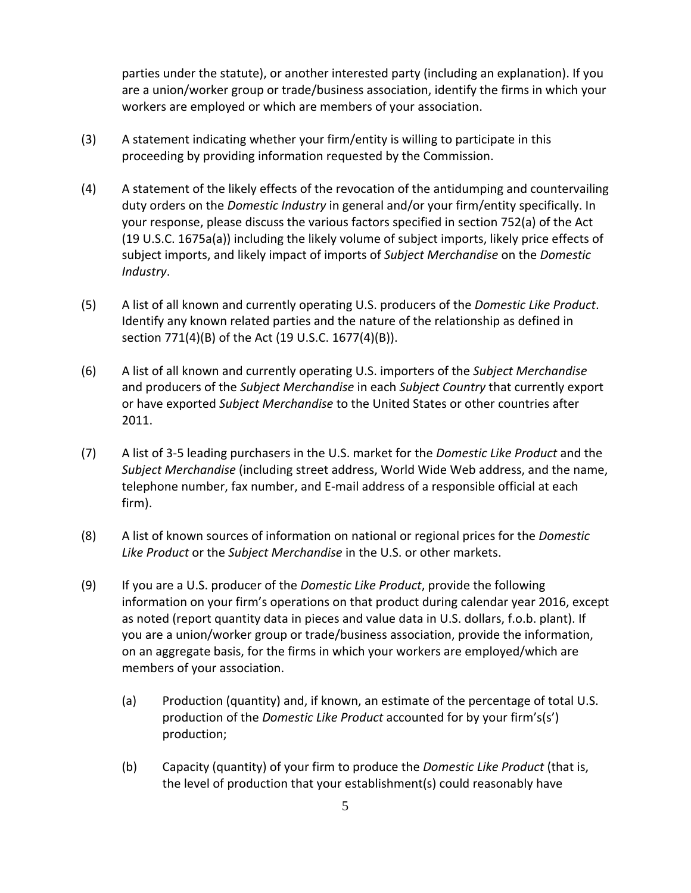parties under the statute), or another interested party (including an explanation). If you are a union/worker group or trade/business association, identify the firms in which your workers are employed or which are members of your association.

(3) A statement indicating whether your firm/entity is willing to participate in this proceeding by providing information requested by the Commission.

(4) A statement of the likely effects of the revocation of the antidumping and countervailing duty orders on the *Domestic Industry* in general and/or your firm/entity specifically. In your response, please discuss the various factors specified in section 752(a) of the Act (19 U.S.C. 1675a(a)) including the likely volume of subject imports, likely price effects of subject imports, and likely impact of imports of *Subject Merchandise* on the *Domestic Industry*.

(5) A list of all known and currently operating U.S. producers of the *Domestic Like Product*. Identify any known related parties and the nature of the relationship as defined in section 771(4)(B) of the Act (19 U.S.C. 1677(4)(B)).

(6) A list of all known and currently operating U.S. importers of the *Subject Merchandise* and producers of the *Subject Merchandise* in each *Subject Country* that currently export or have exported *Subject Merchandise* to the United States or other countries after 2011.

(7) A list of 3-5 leading purchasers in the U.S. market for the *Domestic Like Product* and the *Subject Merchandise* (including street address, World Wide Web address, and the name, telephone number, fax number, and E-mail address of a responsible official at each firm).

(8) A list of known sources of information on national or regional prices for the *Domestic Like Product* or the *Subject Merchandise* in the U.S. or other markets.

(9) If you are a U.S. producer of the *Domestic Like Product*, provide the following information on your firm's operations on that product during calendar year 2016, except as noted (report quantity data in pieces and value data in U.S. dollars, f.o.b. plant). If you are a union/worker group or trade/business association, provide the information, on an aggregate basis, for the firms in which your workers are employed/which are members of your association.

 (a) Production (quantity) and, if known, an estimate of the percentage of total U.S. production of the *Domestic Like Product* accounted for by your firm's(s') production;

 (b) Capacity (quantity) of your firm to produce the *Domestic Like Product* (that is, the level of production that your establishment(s) could reasonably have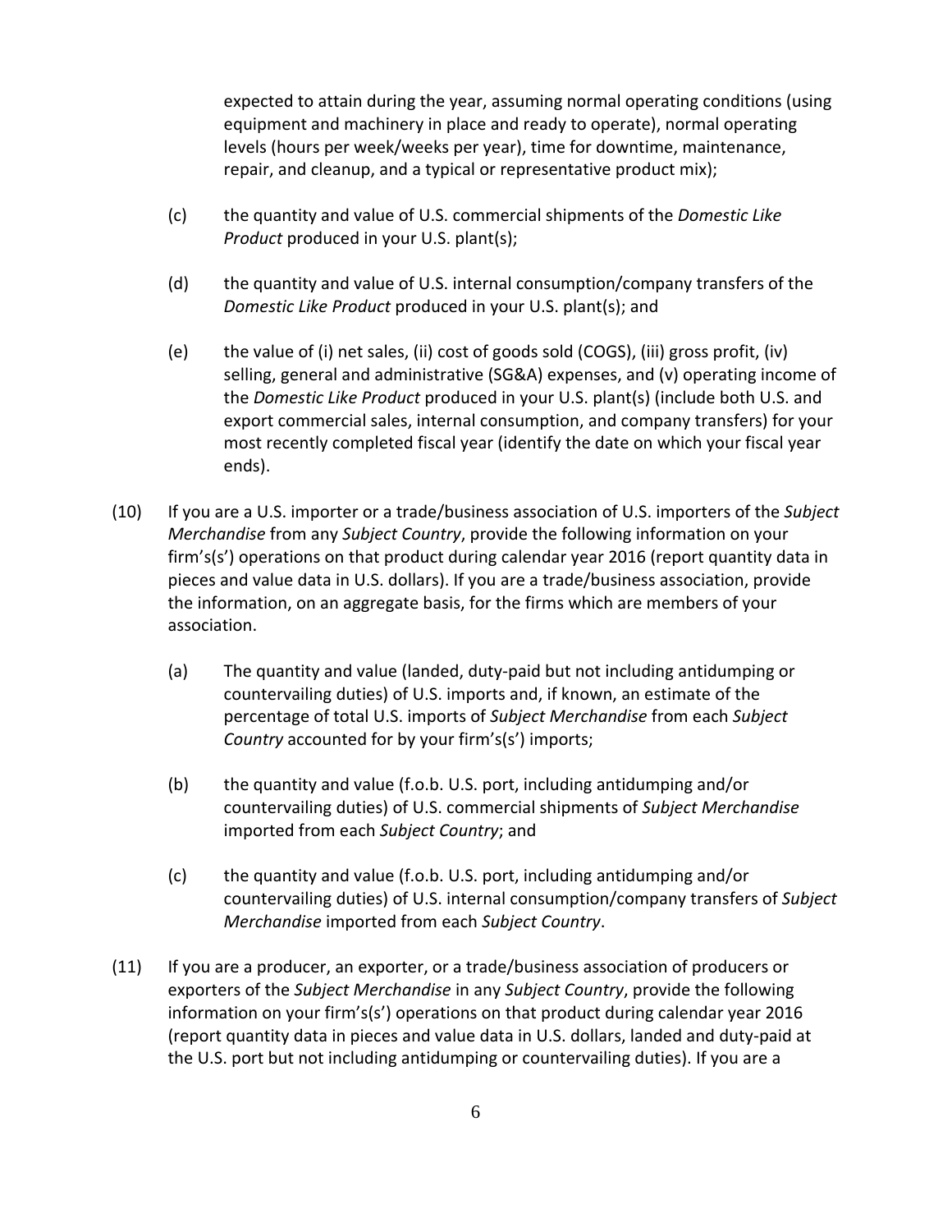expected to attain during the year, assuming normal operating conditions (using equipment and machinery in place and ready to operate), normal operating levels (hours per week/weeks per year), time for downtime, maintenance, repair, and cleanup, and a typical or representative product mix);

(c) the quantity and value of U.S. commercial shipments of the *Domestic Like Product* produced in your U.S. plant(s);

(d) the quantity and value of U.S. internal consumption/company transfers of the *Domestic Like Product* produced in your U.S. plant(s); and

(e) the value of (i) net sales, (ii) cost of goods sold (COGS), (iii) gross profit, (iv) selling, general and administrative (SG&A) expenses, and (v) operating income of the *Domestic Like Product* produced in your U.S. plant(s) (include both U.S. and export commercial sales, internal consumption, and company transfers) for your most recently completed fiscal year (identify the date on which your fiscal year ends).

(10) If you are a U.S. importer or a trade/business association of U.S. importers of the *Subject Merchandise* from any *Subject Country*, provide the following information on your firm's(s') operations on that product during calendar year 2016 (report quantity data in pieces and value data in U.S. dollars). If you are a trade/business association, provide the information, on an aggregate basis, for the firms which are members of your association.

(a) The quantity and value (landed, duty-paid but not including antidumping or countervailing duties) of U.S. imports and, if known, an estimate of the percentage of total U.S. imports of *Subject Merchandise* from each *Subject Country* accounted for by your firm's(s') imports;

(b) the quantity and value (f.o.b. U.S. port, including antidumping and/or countervailing duties) of U.S. commercial shipments of *Subject Merchandise* imported from each *Subject Country*; and

(c) the quantity and value (f.o.b. U.S. port, including antidumping and/or countervailing duties) of U.S. internal consumption/company transfers of *Subject Merchandise* imported from each *Subject Country*.

(11) If you are a producer, an exporter, or a trade/business association of producers or exporters of the *Subject Merchandise* in any *Subject Country*, provide the following information on your firm's(s') operations on that product during calendar year 2016 (report quantity data in pieces and value data in U.S. dollars, landed and duty-paid at the U.S. port but not including antidumping or countervailing duties). If you are a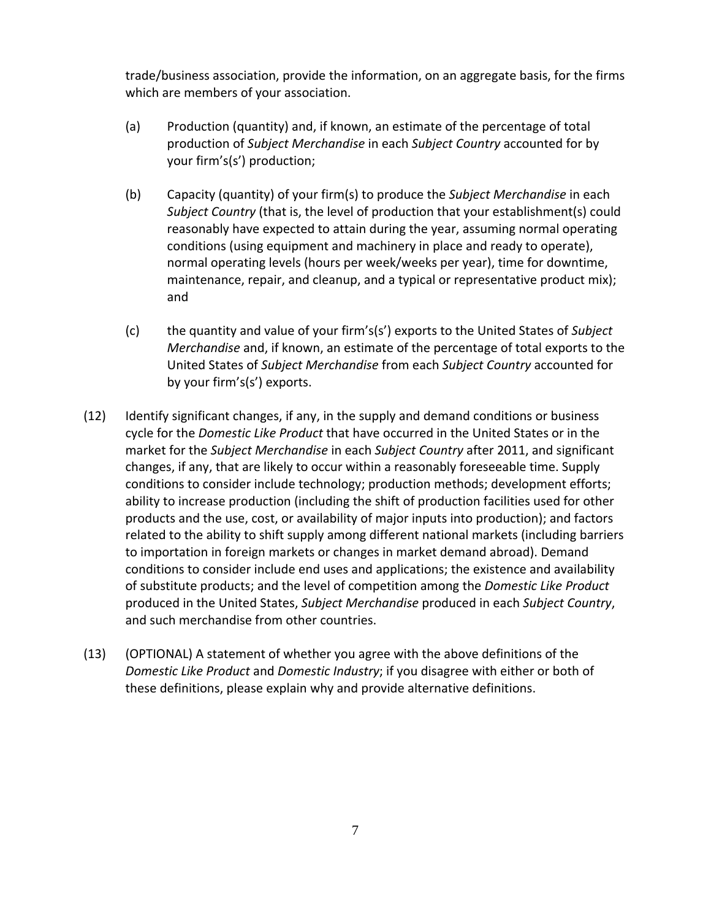trade/business association, provide the information, on an aggregate basis, for the firms which are members of your association.

(a) Production (quantity) and, if known, an estimate of the percentage of total production of *Subject Merchandise* in each *Subject Country* accounted for by your firm's(s') production;

(b) Capacity (quantity) of your firm(s) to produce the *Subject Merchandise* in each *Subject Country* (that is, the level of production that your establishment(s) could reasonably have expected to attain during the year, assuming normal operating conditions (using equipment and machinery in place and ready to operate), normal operating levels (hours per week/weeks per year), time for downtime, maintenance, repair, and cleanup, and a typical or representative product mix); and

(c) the quantity and value of your firm's(s') exports to the United States of *Subject Merchandise* and, if known, an estimate of the percentage of total exports to the United States of *Subject Merchandise* from each *Subject Country* accounted for by your firm's(s') exports.

(12) Identify significant changes, if any, in the supply and demand conditions or business cycle for the *Domestic Like Product* that have occurred in the United States or in the market for the *Subject Merchandise* in each *Subject Country* after 2011, and significant changes, if any, that are likely to occur within a reasonably foreseeable time. Supply conditions to consider include technology; production methods; development efforts; ability to increase production (including the shift of production facilities used for other products and the use, cost, or availability of major inputs into production); and factors related to the ability to shift supply among different national markets (including barriers to importation in foreign markets or changes in market demand abroad). Demand conditions to consider include end uses and applications; the existence and availability of substitute products; and the level of competition among the *Domestic Like Product* produced in the United States, *Subject Merchandise* produced in each *Subject Country*, and such merchandise from other countries.

(13) (OPTIONAL) A statement of whether you agree with the above definitions of the *Domestic Like Product* and *Domestic Industry*; if you disagree with either or both of these definitions, please explain why and provide alternative definitions.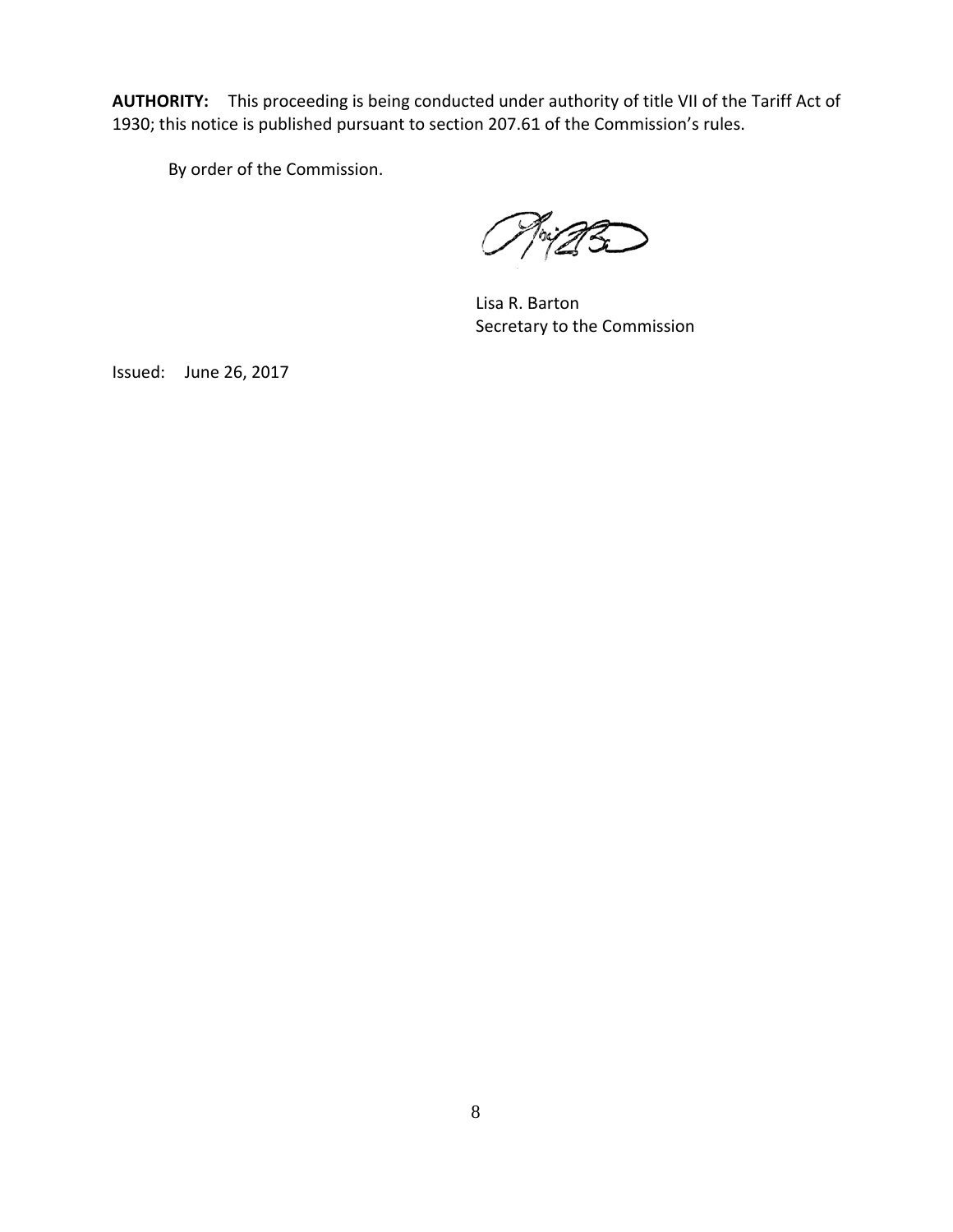**AUTHORITY:** This proceeding is being conducted under authority of title VII of the Tariff Act of 1930; this notice is published pursuant to section 207.61 of the Commission's rules.

By order of the Commission.

Lisa R. Barton
Secretary to the Commission

Issued: June 26, 2017